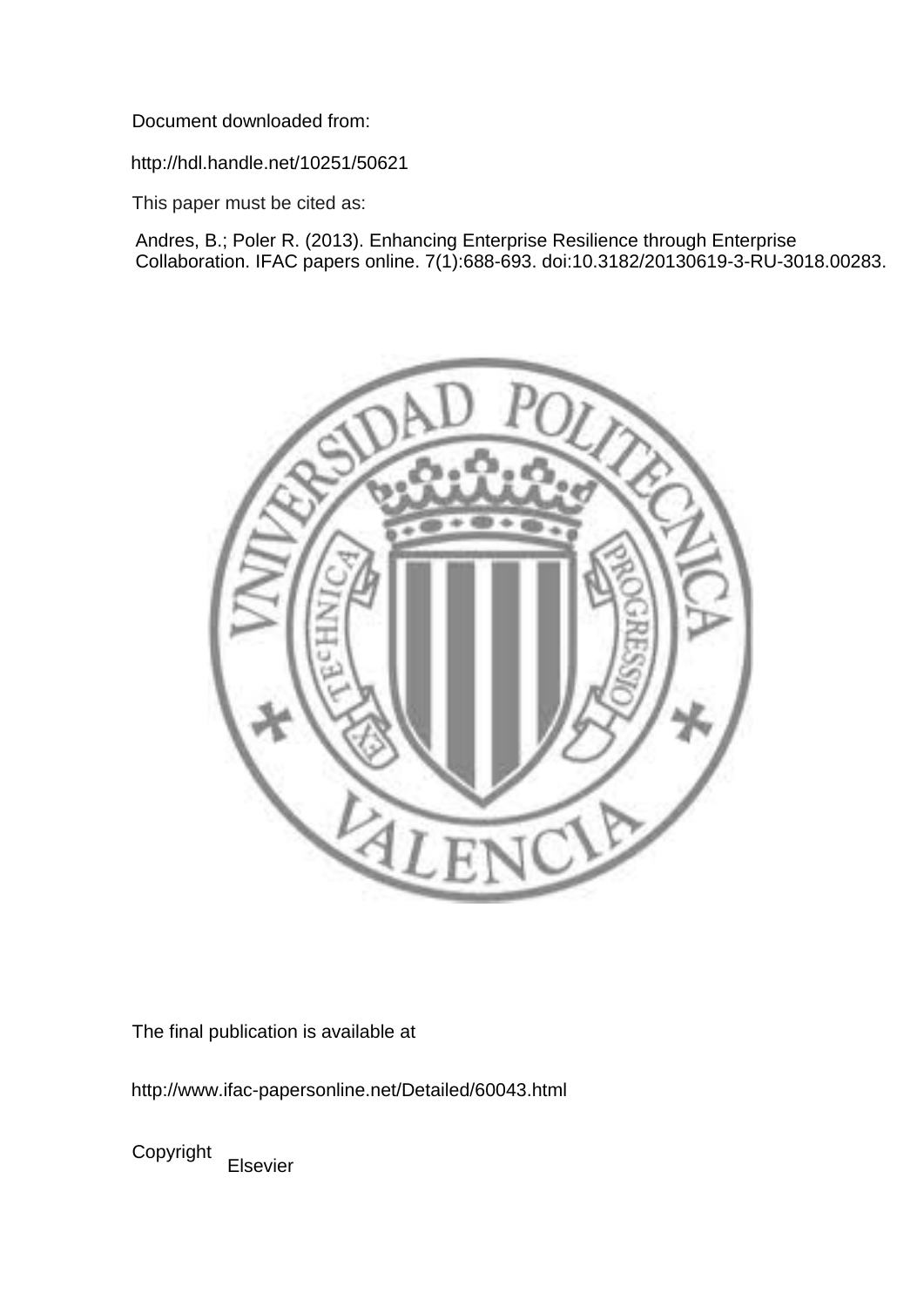Document downloaded from:

http://hdl.handle.net/10251/50621

This paper must be cited as:

Andres, B.; Poler R. (2013). Enhancing Enterprise Resilience through Enterprise Collaboration. IFAC papers online. 7(1):688-693. doi:10.3182/20130619-3-RU-3018.00283.

The final publication is available at

http://www.ifac-papersonline.net/Detailed/60043.html

Copyright Elsevier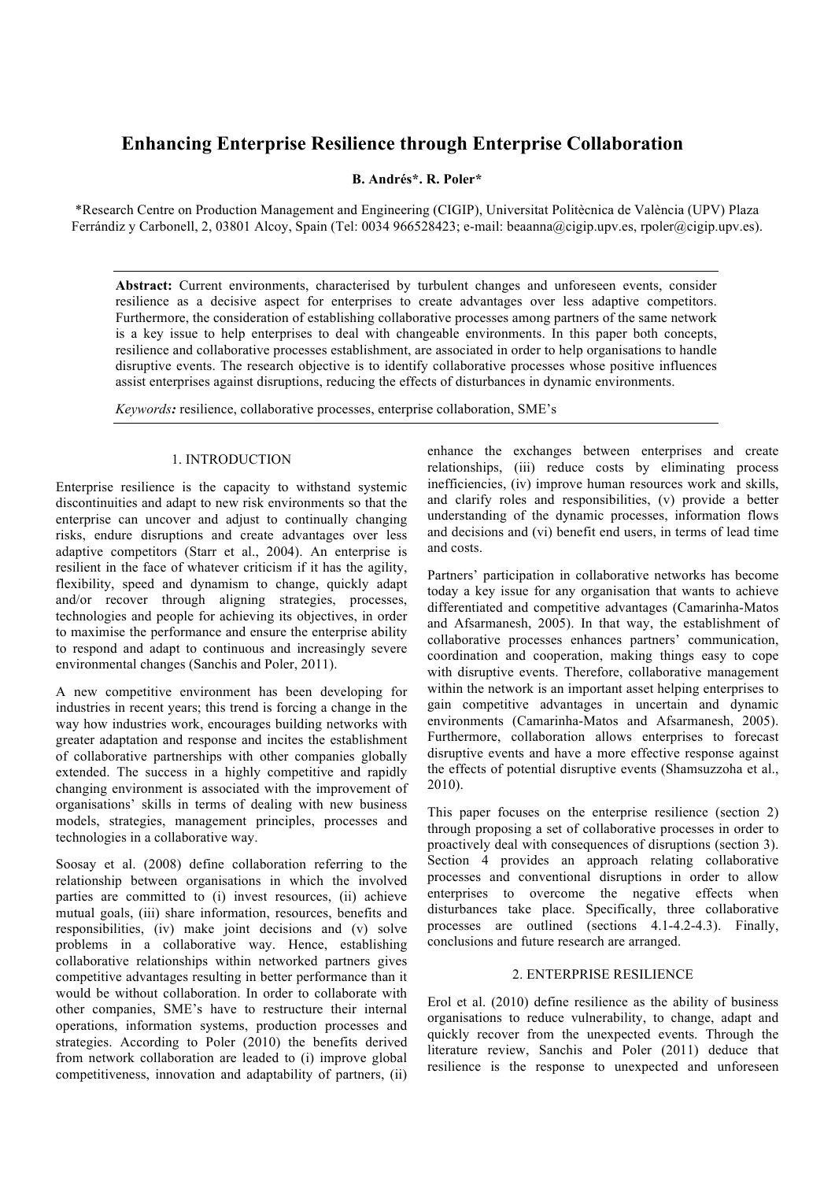# Enhancing Enterprise Resilience through Enterprise Collaboration

**B. Andrés\*. R. Poler\***

\*Research Centre on Production Management and Engineering (CIGIP), Universitat Politècnica de València (UPV) Plaza Ferrándiz y Carbonell, 2, 03801 Alcoy, Spain (Tel: 0034 966528423; e-mail: beaanna@cigip.upv.es, rpoler@cigip.upv.es).

**Abstract:** Current environments, characterised by turbulent changes and unforeseen events, consider resilience as a decisive aspect for enterprises to create advantages over less adaptive competitors. Furthermore, the consideration of establishing collaborative processes among partners of the same network is a key issue to help enterprises to deal with changeable environments. In this paper both concepts, resilience and collaborative processes establishment, are associated in order to help organisations to handle disruptive events. The research objective is to identify collaborative processes whose positive influences assist enterprises against disruptions, reducing the effects of disturbances in dynamic environments.

*Keywords:* resilience, collaborative processes, enterprise collaboration, SME's

## 1. INTRODUCTION

Enterprise resilience is the capacity to withstand systemic discontinuities and adapt to new risk environments so that the enterprise can uncover and adjust to continually changing risks, endure disruptions and create advantages over less adaptive competitors (Starr et al., 2004). An enterprise is resilient in the face of whatever criticism if it has the agility, flexibility, speed and dynamism to change, quickly adapt and/or recover through aligning strategies, processes, technologies and people for achieving its objectives, in order to maximise the performance and ensure the enterprise ability to respond and adapt to continuous and increasingly severe environmental changes (Sanchis and Poler, 2011).

A new competitive environment has been developing for industries in recent years; this trend is forcing a change in the way how industries work, encourages building networks with greater adaptation and response and incites the establishment of collaborative partnerships with other companies globally extended. The success in a highly competitive and rapidly changing environment is associated with the improvement of organisations' skills in terms of dealing with new business models, strategies, management principles, processes and technologies in a collaborative way.

Soosay et al. (2008) define collaboration referring to the relationship between organisations in which the involved parties are committed to (i) invest resources, (ii) achieve mutual goals, (iii) share information, resources, benefits and responsibilities, (iv) make joint decisions and (v) solve problems in a collaborative way. Hence, establishing collaborative relationships within networked partners gives competitive advantages resulting in better performance than it would be without collaboration. In order to collaborate with other companies, SME's have to restructure their internal operations, information systems, production processes and strategies. According to Poler (2010) the benefits derived from network collaboration are leaded to (i) improve global competitiveness, innovation and adaptability of partners, (ii) enhance the exchanges between enterprises and create relationships, (iii) reduce costs by eliminating process inefficiencies, (iv) improve human resources work and skills, and clarify roles and responsibilities, (v) provide a better understanding of the dynamic processes, information flows and decisions and (vi) benefit end users, in terms of lead time and costs.

Partners' participation in collaborative networks has become today a key issue for any organisation that wants to achieve differentiated and competitive advantages (Camarinha-Matos and Afsarmanesh, 2005). In that way, the establishment of collaborative processes enhances partners' communication, coordination and cooperation, making things easy to cope with disruptive events. Therefore, collaborative management within the network is an important asset helping enterprises to gain competitive advantages in uncertain and dynamic environments (Camarinha-Matos and Afsarmanesh, 2005). Furthermore, collaboration allows enterprises to forecast disruptive events and have a more effective response against the effects of potential disruptive events (Shamsuzzoha et al., 2010).

This paper focuses on the enterprise resilience (section 2) through proposing a set of collaborative processes in order to proactively deal with consequences of disruptions (section 3). Section 4 provides an approach relating collaborative processes and conventional disruptions in order to allow enterprises to overcome the negative effects when disturbances take place. Specifically, three collaborative processes are outlined (sections 4.1-4.2-4.3). Finally, conclusions and future research are arranged.

## 2. ENTERPRISE RESILIENCE

Erol et al. (2010) define resilience as the ability of business organisations to reduce vulnerability, to change, adapt and quickly recover from the unexpected events. Through the literature review, Sanchis and Poler (2011) deduce that resilience is the response to unexpected and unforeseen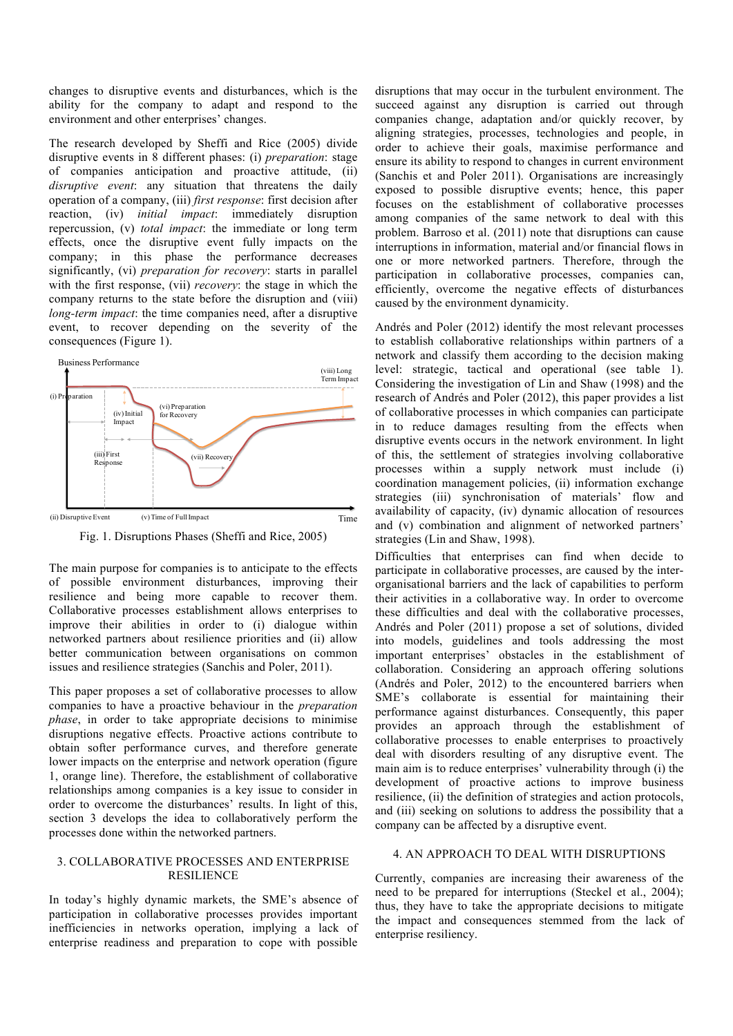changes to disruptive events and disturbances, which is the ability for the company to adapt and respond to the environment and other enterprises' changes.

The research developed by Sheffi and Rice (2005) divide disruptive events in 8 different phases: (i) *preparation*: stage of companies anticipation and proactive attitude, (ii) *disruptive event*: any situation that threatens the daily operation of a company, (iii) *first response*: first decision after reaction, (iv) *initial impact*: immediately disruption repercussion, (v) *total impact*: the immediate or long term effects, once the disruptive event fully impacts on the company; in this phase the performance decreases significantly, (vi) *preparation for recovery*: starts in parallel with the first response, (vii) *recovery*: the stage in which the company returns to the state before the disruption and (viii) *long-term impact*: the time companies need, after a disruptive event, to recover depending on the severity of the consequences (Figure 1).

Fig. 1. Disruptions Phases (Sheffi and Rice, 2005)

The main purpose for companies is to anticipate to the effects of possible environment disturbances, improving their resilience and being more capable to recover them. Collaborative processes establishment allows enterprises to improve their abilities in order to (i) dialogue within networked partners about resilience priorities and (ii) allow better communication between organisations on common issues and resilience strategies (Sanchis and Poler, 2011).

This paper proposes a set of collaborative processes to allow companies to have a proactive behaviour in the *preparation phase*, in order to take appropriate decisions to minimise disruptions negative effects. Proactive actions contribute to obtain softer performance curves, and therefore generate lower impacts on the enterprise and network operation (figure 1, orange line). Therefore, the establishment of collaborative relationships among companies is a key issue to consider in order to overcome the disturbances' results. In light of this, section 3 develops the idea to collaboratively perform the processes done within the networked partners.

## 3. COLLABORATIVE PROCESSES AND ENTERPRISE RESILIENCE

In today's highly dynamic markets, the SME's absence of participation in collaborative processes provides important inefficiencies in networks operation, implying a lack of enterprise readiness and preparation to cope with possible disruptions that may occur in the turbulent environment. The succeed against any disruption is carried out through companies change, adaptation and/or quickly recover, by aligning strategies, processes, technologies and people, in order to achieve their goals, maximise performance and ensure its ability to respond to changes in current environment (Sanchis et and Poler 2011). Organisations are increasingly exposed to possible disruptive events; hence, this paper focuses on the establishment of collaborative processes among companies of the same network to deal with this problem. Barroso et al. (2011) note that disruptions can cause interruptions in information, material and/or financial flows in one or more networked partners. Therefore, through the participation in collaborative processes, companies can, efficiently, overcome the negative effects of disturbances caused by the environment dynamicity.

Andrés and Poler (2012) identify the most relevant processes to establish collaborative relationships within partners of a network and classify them according to the decision making level: strategic, tactical and operational (see table 1). Considering the investigation of Lin and Shaw (1998) and the research of Andrés and Poler (2012), this paper provides a list of collaborative processes in which companies can participate in to reduce damages resulting from the effects when disruptive events occurs in the network environment. In light of this, the settlement of strategies involving collaborative processes within a supply network must include (i) coordination management policies, (ii) information exchange strategies (iii) synchronisation of materials' flow and availability of capacity, (iv) dynamic allocation of resources and (v) combination and alignment of networked partners' strategies (Lin and Shaw, 1998).

Difficulties that enterprises can find when decide to participate in collaborative processes, are caused by the inter-organisational barriers and the lack of capabilities to perform their activities in a collaborative way. In order to overcome these difficulties and deal with the collaborative processes, Andrés and Poler (2011) propose a set of solutions, divided into models, guidelines and tools addressing the most important enterprises' obstacles in the establishment of collaboration. Considering an approach offering solutions (Andrés and Poler, 2012) to the encountered barriers when SME's collaborate is essential for maintaining their performance against disturbances. Consequently, this paper provides an approach through the establishment of collaborative processes to enable enterprises to proactively deal with disorders resulting of any disruptive event. The main aim is to reduce enterprises' vulnerability through (i) the development of proactive actions to improve business resilience, (ii) the definition of strategies and action protocols, and (iii) seeking on solutions to address the possibility that a company can be affected by a disruptive event.

## 4. AN APPROACH TO DEAL WITH DISRUPTIONS

Currently, companies are increasing their awareness of the need to be prepared for interruptions (Steckel et al., 2004); thus, they have to take the appropriate decisions to mitigate the impact and consequences stemmed from the lack of enterprise resiliency.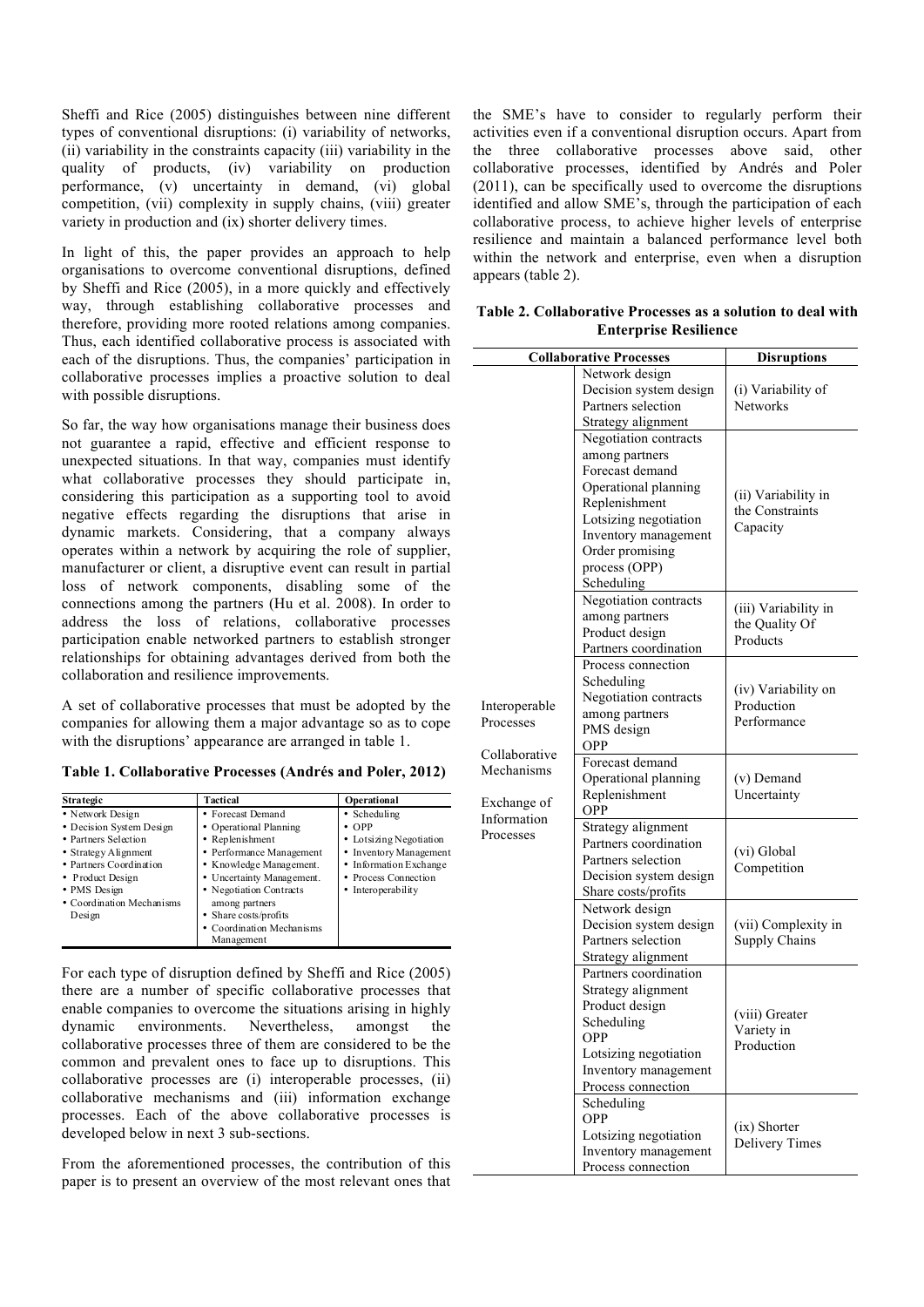Sheffi and Rice (2005) distinguishes between nine different types of conventional disruptions: (i) variability of networks, (ii) variability in the constraints capacity (iii) variability in the quality of products, (iv) variability on production performance, (v) uncertainty in demand, (vi) global competition, (vii) complexity in supply chains, (viii) greater variety in production and (ix) shorter delivery times.

In light of this, the paper provides an approach to help organisations to overcome conventional disruptions, defined by Sheffi and Rice (2005), in a more quickly and effectively way, through establishing collaborative processes and therefore, providing more rooted relations among companies. Thus, each identified collaborative process is associated with each of the disruptions. Thus, the companies' participation in collaborative processes implies a proactive solution to deal with possible disruptions.

So far, the way how organisations manage their business does not guarantee a rapid, effective and efficient response to unexpected situations. In that way, companies must identify what collaborative processes they should participate in, considering this participation as a supporting tool to avoid negative effects regarding the disruptions that arise in dynamic markets. Considering, that a company always operates within a network by acquiring the role of supplier, manufacturer or client, a disruptive event can result in partial loss of network components, disabling some of the connections among the partners (Hu et al. 2008). In order to address the loss of relations, collaborative processes participation enable networked partners to establish stronger relationships for obtaining advantages derived from both the collaboration and resilience improvements.

A set of collaborative processes that must be adopted by the companies for allowing them a major advantage so as to cope with the disruptions' appearance are arranged in table 1.

**Table 1. Collaborative Processes (Andrés and Poler, 2012)**

| Strategic | Tactical | Operational |
|---|---|---|
| • Network Design<br>• Decision System Design<br>• Partners Selection<br>• Strategy Alignment<br>• Partners Coordination<br>• Product Design<br>• PMS Design<br>• Coordination Mechanisms Design | • Forecast Demand<br>• Operational Planning<br>• Replenishment<br>• Performance Management<br>• Knowledge Management.<br>• Uncertainty Management.<br>• Negotiation Contracts among partners<br>• Share costs/profits<br>• Coordination Mechanisms Management | • Scheduling<br>• OPP<br>• Lotsizing Negotiation<br>• Inventory Management<br>• Information Exchange<br>• Process Connection<br>• Interoperability |

For each type of disruption defined by Sheffi and Rice (2005) there are a number of specific collaborative processes that enable companies to overcome the situations arising in highly dynamic environments. Nevertheless, amongst the collaborative processes three of them are considered to be the common and prevalent ones to face up to disruptions. This collaborative processes are (i) interoperable processes, (ii) collaborative mechanisms and (iii) information exchange processes. Each of the above collaborative processes is developed below in next 3 sub-sections.

From the aforementioned processes, the contribution of this paper is to present an overview of the most relevant ones that the SME's have to consider to regularly perform their activities even if a conventional disruption occurs. Apart from the three collaborative processes above said, other collaborative processes, identified by Andrés and Poler (2011), can be specifically used to overcome the disruptions identified and allow SME's, through the participation of each collaborative process, to achieve higher levels of enterprise resilience and maintain a balanced performance level both within the network and enterprise, even when a disruption appears (table 2).

**Table 2. Collaborative Processes as a solution to deal with Enterprise Resilience**

| Collaborative Processes | | Disruptions |
|---|---|---|
| Interoperable Processes<br><br>Collaborative Mechanisms<br><br>Exchange of Information Processes | Network design<br>Decision system design<br>Partners selection<br>Strategy alignment | (i) Variability of Networks |
| | Negotiation contracts among partners<br>Forecast demand<br>Operational planning<br>Replenishment<br>Lotsizing negotiation<br>Inventory management<br>Order promising process (OPP)<br>Scheduling | (ii) Variability in the Constraints Capacity |
| | Negotiation contracts among partners<br>Product design<br>Partners coordination | (iii) Variability in the Quality Of Products |
| | Process connection<br>Scheduling<br>Negotiation contracts among partners<br>PMS design<br>OPP | (iv) Variability on Production Performance |
| | Forecast demand<br>Operational planning<br>Replenishment<br>OPP | (v) Demand Uncertainty |
| | Strategy alignment<br>Partners coordination<br>Partners selection<br>Decision system design<br>Share costs/profits | (vi) Global Competition |
| | Network design<br>Decision system design<br>Partners selection<br>Strategy alignment | (vii) Complexity in Supply Chains |
| | Partners coordination<br>Strategy alignment<br>Product design<br>Scheduling<br>OPP<br>Lotsizing negotiation<br>Inventory management<br>Process connection | (viii) Greater Variety in Production |
| | Scheduling<br>OPP<br>Lotsizing negotiation<br>Inventory management<br>Process connection | (ix) Shorter Delivery Times |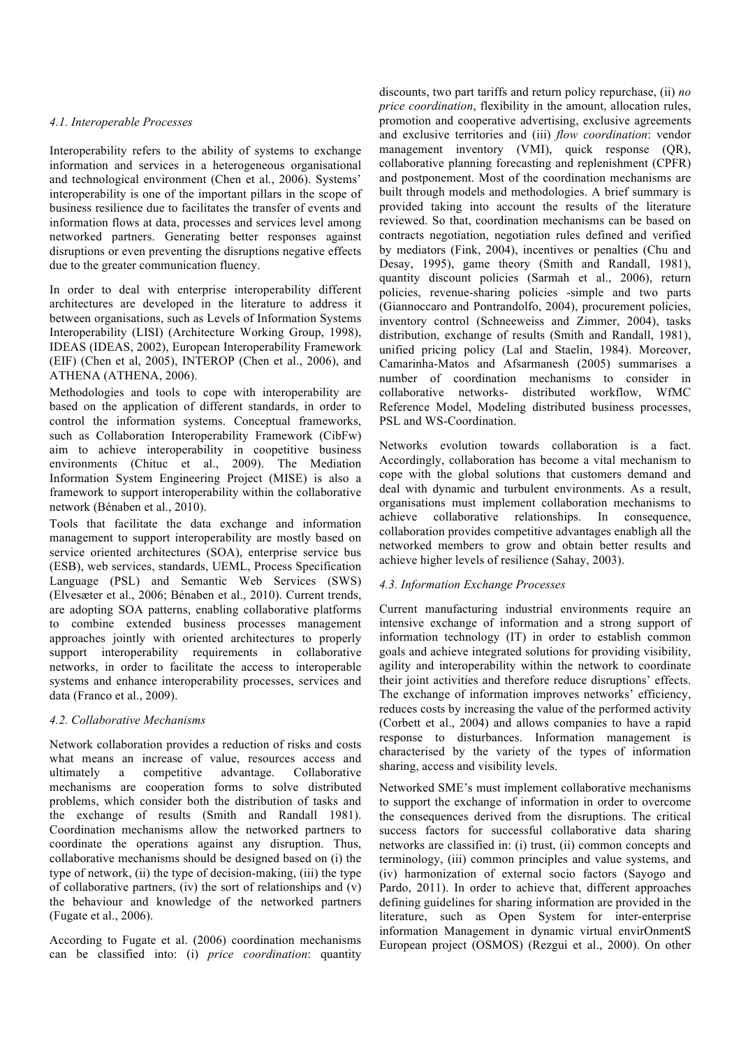### 4.1. Interoperable Processes

Interoperability refers to the ability of systems to exchange information and services in a heterogeneous organisational and technological environment (Chen et al., 2006). Systems' interoperability is one of the important pillars in the scope of business resilience due to facilitates the transfer of events and information flows at data, processes and services level among networked partners. Generating better responses against disruptions or even preventing the disruptions negative effects due to the greater communication fluency.

In order to deal with enterprise interoperability different architectures are developed in the literature to address it between organisations, such as Levels of Information Systems Interoperability (LISI) (Architecture Working Group, 1998), IDEAS (IDEAS, 2002), European Interoperability Framework (EIF) (Chen et al, 2005), INTEROP (Chen et al., 2006), and ATHENA (ATHENA, 2006).

Methodologies and tools to cope with interoperability are based on the application of different standards, in order to control the information systems. Conceptual frameworks, such as Collaboration Interoperability Framework (CibFw) aim to achieve interoperability in coopetitive business environments (Chituc et al., 2009). The Mediation Information System Engineering Project (MISE) is also a framework to support interoperability within the collaborative network (Bénaben et al., 2010).

Tools that facilitate the data exchange and information management to support interoperability are mostly based on service oriented architectures (SOA), enterprise service bus (ESB), web services, standards, UEML, Process Specification Language (PSL) and Semantic Web Services (SWS) (Elvesæter et al., 2006; Bénaben et al., 2010). Current trends, are adopting SOA patterns, enabling collaborative platforms to combine extended business processes management approaches jointly with oriented architectures to properly support interoperability requirements in collaborative networks, in order to facilitate the access to interoperable systems and enhance interoperability processes, services and data (Franco et al., 2009).

### 4.2. Collaborative Mechanisms

Network collaboration provides a reduction of risks and costs what means an increase of value, resources access and ultimately a competitive advantage. Collaborative mechanisms are cooperation forms to solve distributed problems, which consider both the distribution of tasks and the exchange of results (Smith and Randall 1981). Coordination mechanisms allow the networked partners to coordinate the operations against any disruption. Thus, collaborative mechanisms should be designed based on (i) the type of network, (ii) the type of decision-making, (iii) the type of collaborative partners, (iv) the sort of relationships and (v) the behaviour and knowledge of the networked partners (Fugate et al., 2006).

According to Fugate et al. (2006) coordination mechanisms can be classified into: (i) *price coordination*: quantity discounts, two part tariffs and return policy repurchase, (ii) *no price coordination*, flexibility in the amount, allocation rules, promotion and cooperative advertising, exclusive agreements and exclusive territories and (iii) *flow coordination*: vendor management inventory (VMI), quick response (QR), collaborative planning forecasting and replenishment (CPFR) and postponement. Most of the coordination mechanisms are built through models and methodologies. A brief summary is provided taking into account the results of the literature reviewed. So that, coordination mechanisms can be based on contracts negotiation, negotiation rules defined and verified by mediators (Fink, 2004), incentives or penalties (Chu and Desay, 1995), game theory (Smith and Randall, 1981), quantity discount policies (Sarmah et al., 2006), return policies, revenue-sharing policies -simple and two parts (Giannoccaro and Pontrandolfo, 2004), procurement policies, inventory control (Schneeweiss and Zimmer, 2004), tasks distribution, exchange of results (Smith and Randall, 1981), unified pricing policy (Lal and Staelin, 1984). Moreover, Camarinha-Matos and Afsarmanesh (2005) summarises a number of coordination mechanisms to consider in collaborative networks- distributed workflow, WfMC Reference Model, Modeling distributed business processes, PSL and WS-Coordination.

Networks evolution towards collaboration is a fact. Accordingly, collaboration has become a vital mechanism to cope with the global solutions that customers demand and deal with dynamic and turbulent environments. As a result, organisations must implement collaboration mechanisms to achieve collaborative relationships. In consequence, collaboration provides competitive advantages enabligh all the networked members to grow and obtain better results and achieve higher levels of resilience (Sahay, 2003).

### 4.3. Information Exchange Processes

Current manufacturing industrial environments require an intensive exchange of information and a strong support of information technology (IT) in order to establish common goals and achieve integrated solutions for providing visibility, agility and interoperability within the network to coordinate their joint activities and therefore reduce disruptions' effects. The exchange of information improves networks' efficiency, reduces costs by increasing the value of the performed activity (Corbett et al., 2004) and allows companies to have a rapid response to disturbances. Information management is characterised by the variety of the types of information sharing, access and visibility levels.

Networked SME's must implement collaborative mechanisms to support the exchange of information in order to overcome the consequences derived from the disruptions. The critical success factors for successful collaborative data sharing networks are classified in: (i) trust, (ii) common concepts and terminology, (iii) common principles and value systems, and (iv) harmonization of external socio factors (Sayogo and Pardo, 2011). In order to achieve that, different approaches defining guidelines for sharing information are provided in the literature, such as Open System for inter-enterprise information Management in dynamic virtual envirOnmentS European project (OSMOS) (Rezgui et al., 2000). On other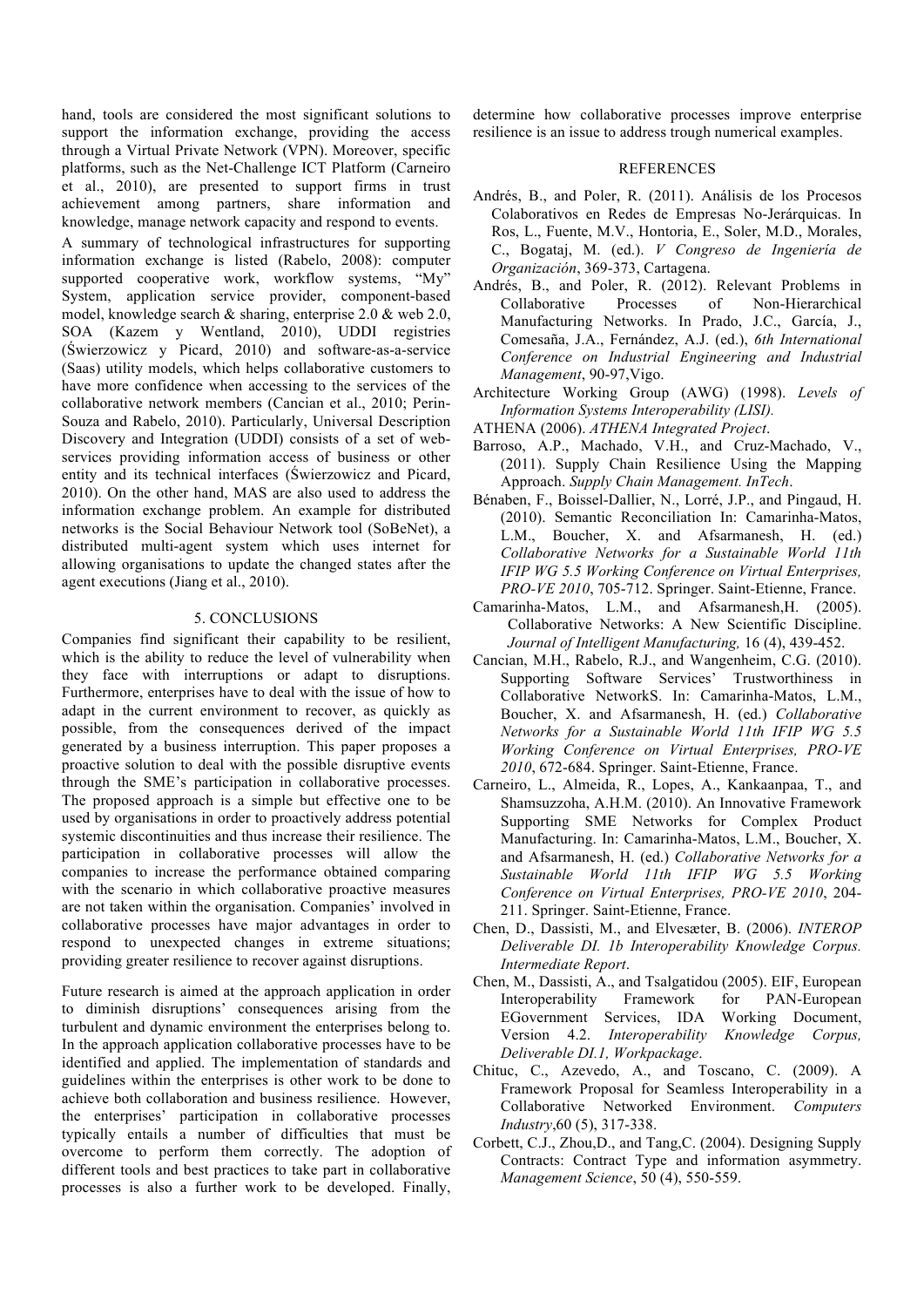hand, tools are considered the most significant solutions to support the information exchange, providing the access through a Virtual Private Network (VPN). Moreover, specific platforms, such as the Net-Challenge ICT Platform (Carneiro et al., 2010), are presented to support firms in trust achievement among partners, share information and knowledge, manage network capacity and respond to events.

A summary of technological infrastructures for supporting information exchange is listed (Rabelo, 2008): computer supported cooperative work, workflow systems, "My" System, application service provider, component-based model, knowledge search & sharing, enterprise 2.0 & web 2.0, SOA (Kazem y Wentland, 2010), UDDI registries (Świerzowicz y Picard, 2010) and software-as-a-service (Saas) utility models, which helps collaborative customers to have more confidence when accessing to the services of the collaborative network members (Cancian et al., 2010; Perin-Souza and Rabelo, 2010). Particularly, Universal Description Discovery and Integration (UDDI) consists of a set of web-services providing information access of business or other entity and its technical interfaces (Świerzowicz and Picard, 2010). On the other hand, MAS are also used to address the information exchange problem. An example for distributed networks is the Social Behaviour Network tool (SoBeNet), a distributed multi-agent system which uses internet for allowing organisations to update the changed states after the agent executions (Jiang et al., 2010).

## 5. CONCLUSIONS

Companies find significant their capability to be resilient, which is the ability to reduce the level of vulnerability when they face with interruptions or adapt to disruptions. Furthermore, enterprises have to deal with the issue of how to adapt in the current environment to recover, as quickly as possible, from the consequences derived of the impact generated by a business interruption. This paper proposes a proactive solution to deal with the possible disruptive events through the SME's participation in collaborative processes. The proposed approach is a simple but effective one to be used by organisations in order to proactively address potential systemic discontinuities and thus increase their resilience. The participation in collaborative processes will allow the companies to increase the performance obtained comparing with the scenario in which collaborative proactive measures are not taken within the organisation. Companies' involved in collaborative processes have major advantages in order to respond to unexpected changes in extreme situations; providing greater resilience to recover against disruptions.

Future research is aimed at the approach application in order to diminish disruptions' consequences arising from the turbulent and dynamic environment the enterprises belong to. In the approach application collaborative processes have to be identified and applied. The implementation of standards and guidelines within the enterprises is other work to be done to achieve both collaboration and business resilience. However, the enterprises' participation in collaborative processes typically entails a number of difficulties that must be overcome to perform them correctly. The adoption of different tools and best practices to take part in collaborative processes is also a further work to be developed. Finally, determine how collaborative processes improve enterprise resilience is an issue to address trough numerical examples.

## REFERENCES

Andrés, B., and Poler, R. (2011). Análisis de los Procesos Colaborativos en Redes de Empresas No-Jerárquicas. In Ros, L., Fuente, M.V., Hontoria, E., Soler, M.D., Morales, C., Bogataj, M. (ed.). *V Congreso de Ingeniería de Organización*, 369-373, Cartagena.

Andrés, B., and Poler, R. (2012). Relevant Problems in Collaborative Processes of Non-Hierarchical Manufacturing Networks. In Prado, J.C., García, J., Comesaña, J.A., Fernández, A.J. (ed.), *6th International Conference on Industrial Engineering and Industrial Management*, 90-97,Vigo.

Architecture Working Group (AWG) (1998). *Levels of Information Systems Interoperability (LISI).*

ATHENA (2006). *ATHENA Integrated Project*.

Barroso, A.P., Machado, V.H., and Cruz-Machado, V., (2011). Supply Chain Resilience Using the Mapping Approach. *Supply Chain Management. InTech*.

Bénaben, F., Boissel-Dallier, N., Lorré, J.P., and Pingaud, H. (2010). Semantic Reconciliation In: Camarinha-Matos, L.M., Boucher, X. and Afsarmanesh, H. (ed.) *Collaborative Networks for a Sustainable World 11th IFIP WG 5.5 Working Conference on Virtual Enterprises, PRO-VE 2010*, 705-712. Springer. Saint-Etienne, France.

Camarinha-Matos, L.M., and Afsarmanesh,H. (2005). Collaborative Networks: A New Scientific Discipline. *Journal of Intelligent Manufacturing,* 16 (4), 439-452.

Cancian, M.H., Rabelo, R.J., and Wangenheim, C.G. (2010). Supporting Software Services' Trustworthiness in Collaborative NetworkS. In: Camarinha-Matos, L.M., Boucher, X. and Afsarmanesh, H. (ed.) *Collaborative Networks for a Sustainable World 11th IFIP WG 5.5 Working Conference on Virtual Enterprises, PRO-VE 2010*, 672-684. Springer. Saint-Etienne, France.

Carneiro, L., Almeida, R., Lopes, A., Kankaanpaa, T., and Shamsuzzoha, A.H.M. (2010). An Innovative Framework Supporting SME Networks for Complex Product Manufacturing. In: Camarinha-Matos, L.M., Boucher, X. and Afsarmanesh, H. (ed.) *Collaborative Networks for a Sustainable World 11th IFIP WG 5.5 Working Conference on Virtual Enterprises, PRO-VE 2010*, 204-211. Springer. Saint-Etienne, France.

Chen, D., Dassisti, M., and Elvesæter, B. (2006). *INTEROP Deliverable DI. 1b Interoperability Knowledge Corpus. Intermediate Report*.

Chen, M., Dassisti, A., and Tsalgatidou (2005). EIF, European Interoperability Framework for PAN-European EGovernment Services, IDA Working Document, Version 4.2. *Interoperability Knowledge Corpus, Deliverable DI.1, Workpackage*.

Chituc, C., Azevedo, A., and Toscano, C. (2009). A Framework Proposal for Seamless Interoperability in a Collaborative Networked Environment. *Computers Industry*,60 (5), 317-338.

Corbett, C.J., Zhou,D., and Tang,C. (2004). Designing Supply Contracts: Contract Type and information asymmetry. *Management Science*, 50 (4), 550-559.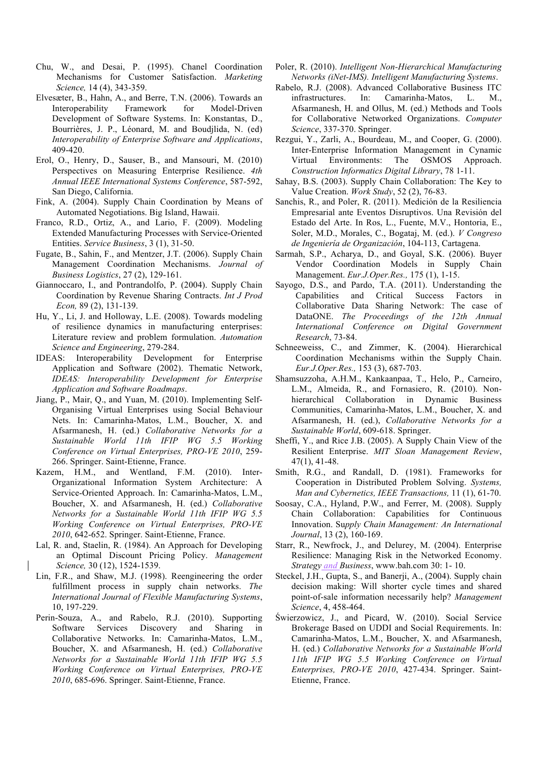Chu, W., and Desai, P. (1995). Chanel Coordination Mechanisms for Customer Satisfaction. *Marketing Science,* 14 (4), 343-359.

Elvesæter, B., Hahn, A., and Berre, T.N. (2006). Towards an Interoperability Framework for Model-Driven Development of Software Systems. In: Konstantas, D., Bourrières, J. P., Léonard, M. and Boudjlida, N. (ed) *Interoperability of Enterprise Software and Applications*, 409-420.

Erol, O., Henry, D., Sauser, B., and Mansouri, M. (2010) Perspectives on Measuring Enterprise Resilience. *4th Annual IEEE International Systems Conference*, 587-592, San Diego, California.

Fink, A. (2004). Supply Chain Coordination by Means of Automated Negotiations. Big Island, Hawaii.

Franco, R.D., Ortiz, A., and Lario, F. (2009). Modeling Extended Manufacturing Processes with Service-Oriented Entities. *Service Business*, 3 (1), 31-50.

Fugate, B., Sahin, F., and Mentzer, J.T. (2006). Supply Chain Management Coordination Mechanisms. *Journal of Business Logistics*, 27 (2), 129-161.

Giannoccaro, I., and Pontrandolfo, P. (2004). Supply Chain Coordination by Revenue Sharing Contracts. *Int J Prod Econ,* 89 (2), 131-139.

Hu, Y., Li, J. and Holloway, L.E. (2008). Towards modeling of resilience dynamics in manufacturing enterprises: Literature review and problem formulation. *Automation Science and Engineering*, 279-284.

IDEAS: Interoperability Development for Enterprise Application and Software (2002). Thematic Network, *IDEAS: Interoperability Development for Enterprise Application and Software Roadmaps*.

Jiang, P., Mair, Q., and Yuan, M. (2010). Implementing Self-Organising Virtual Enterprises using Social Behaviour Nets. In: Camarinha-Matos, L.M., Boucher, X. and Afsarmanesh, H. (ed.) *Collaborative Networks for a Sustainable World 11th IFIP WG 5.5 Working Conference on Virtual Enterprises, PRO-VE 2010*, 259-266. Springer. Saint-Etienne, France.

Kazem, H.M., and Wentland, F.M. (2010). Inter-Organizational Information System Architecture: A Service-Oriented Approach. In: Camarinha-Matos, L.M., Boucher, X. and Afsarmanesh, H. (ed.) *Collaborative Networks for a Sustainable World 11th IFIP WG 5.5 Working Conference on Virtual Enterprises, PRO-VE 2010*, 642-652. Springer. Saint-Etienne, France.

Lal, R. and, Staelin, R. (1984). An Approach for Developing an Optimal Discount Pricing Policy. *Management Science,* 30 (12), 1524-1539.

Lin, F.R., and Shaw, M.J. (1998). Reengineering the order fulfillment process in supply chain networks. *The International Journal of Flexible Manufacturing Systems*, 10, 197-229.

Perin-Souza, A., and Rabelo, R.J. (2010). Supporting Software Services Discovery and Sharing in Collaborative Networks. In: Camarinha-Matos, L.M., Boucher, X. and Afsarmanesh, H. (ed.) *Collaborative Networks for a Sustainable World 11th IFIP WG 5.5 Working Conference on Virtual Enterprises, PRO-VE 2010*, 685-696. Springer. Saint-Etienne, France.

Poler, R. (2010). *Intelligent Non-Hierarchical Manufacturing Networks (iNet-IMS). Intelligent Manufacturing Systems*.

Rabelo, R.J. (2008). Advanced Collaborative Business ITC infrastructures. In: Camarinha-Matos, L. M., Afsarmanesh, H. and Ollus, M. (ed.) Methods and Tools for Collaborative Networked Organizations. *Computer Science*, 337-370. Springer.

Rezgui, Y., Zarli, A., Bourdeau, M., and Cooper, G. (2000). Inter-Enterprise Information Management in Cynamic Virtual Environments: The OSMOS Approach. *Construction Informatics Digital Library*, 78 1-11.

Sahay, B.S. (2003). Supply Chain Collaboration: The Key to Value Creation. *Work Study*, 52 (2), 76-83.

Sanchis, R., and Poler, R. (2011). Medición de la Resiliencia Empresarial ante Eventos Disruptivos. Una Revisión del Estado del Arte. In Ros, L., Fuente, M.V., Hontoria, E., Soler, M.D., Morales, C., Bogataj, M. (ed.). *V Congreso de Ingeniería de Organización*, 104-113, Cartagena.

Sarmah, S.P., Acharya, D., and Goyal, S.K. (2006). Buyer Vendor Coordination Models in Supply Chain Management. *Eur.J.Oper.Res.,* 175 (1), 1-15.

Sayogo, D.S., and Pardo, T.A. (2011). Understanding the Capabilities and Critical Success Factors in Collaborative Data Sharing Network: The case of DataONE. *The Proceedings of the 12th Annual International Conference on Digital Government Research*, 73-84.

Schneeweiss, C., and Zimmer, K. (2004). Hierarchical Coordination Mechanisms within the Supply Chain. *Eur.J.Oper.Res.,* 153 (3), 687-703.

Shamsuzzoha, A.H.M., Kankaanpaa, T., Helo, P., Carneiro, L.M., Almeida, R., and Fornasiero, R. (2010). Non-hierarchical Collaboration in Dynamic Business Communities, Camarinha-Matos, L.M., Boucher, X. and Afsarmanesh, H. (ed.), *Collaborative Networks for a Sustainable World*, 609-618. Springer.

Sheffi, Y., and Rice J.B. (2005). A Supply Chain View of the Resilient Enterprise. *MIT Sloan Management Review*, 47(1), 41-48.

Smith, R.G., and Randall, D. (1981). Frameworks for Cooperation in Distributed Problem Solving. *Systems, Man and Cybernetics, IEEE Transactions,* 11 (1), 61-70.

Soosay, C.A., Hyland, P.W., and Ferrer, M. (2008). Supply Chain Collaboration: Capabilities for Continuous Innovation. *Supply Chain Management: An International Journal*, 13 (2), 160-169.

Starr, R., Newfrock, J., and Delurey, M. (2004). Enterprise Resilience: Managing Risk in the Networked Economy. *Strategy and Business*, www.bah.com 30: 1- 10.

Steckel, J.H., Gupta, S., and Banerji, A., (2004). Supply chain decision making: Will shorter cycle times and shared point-of-sale information necessarily help? *Management Science*, 4, 458-464.

Świerzowicz, J., and Picard, W. (2010). Social Service Brokerage Based on UDDI and Social Requirements. In: Camarinha-Matos, L.M., Boucher, X. and Afsarmanesh, H. (ed.) *Collaborative Networks for a Sustainable World 11th IFIP WG 5.5 Working Conference on Virtual Enterprises, PRO-VE 2010*, 427-434. Springer. Saint-Etienne, France.